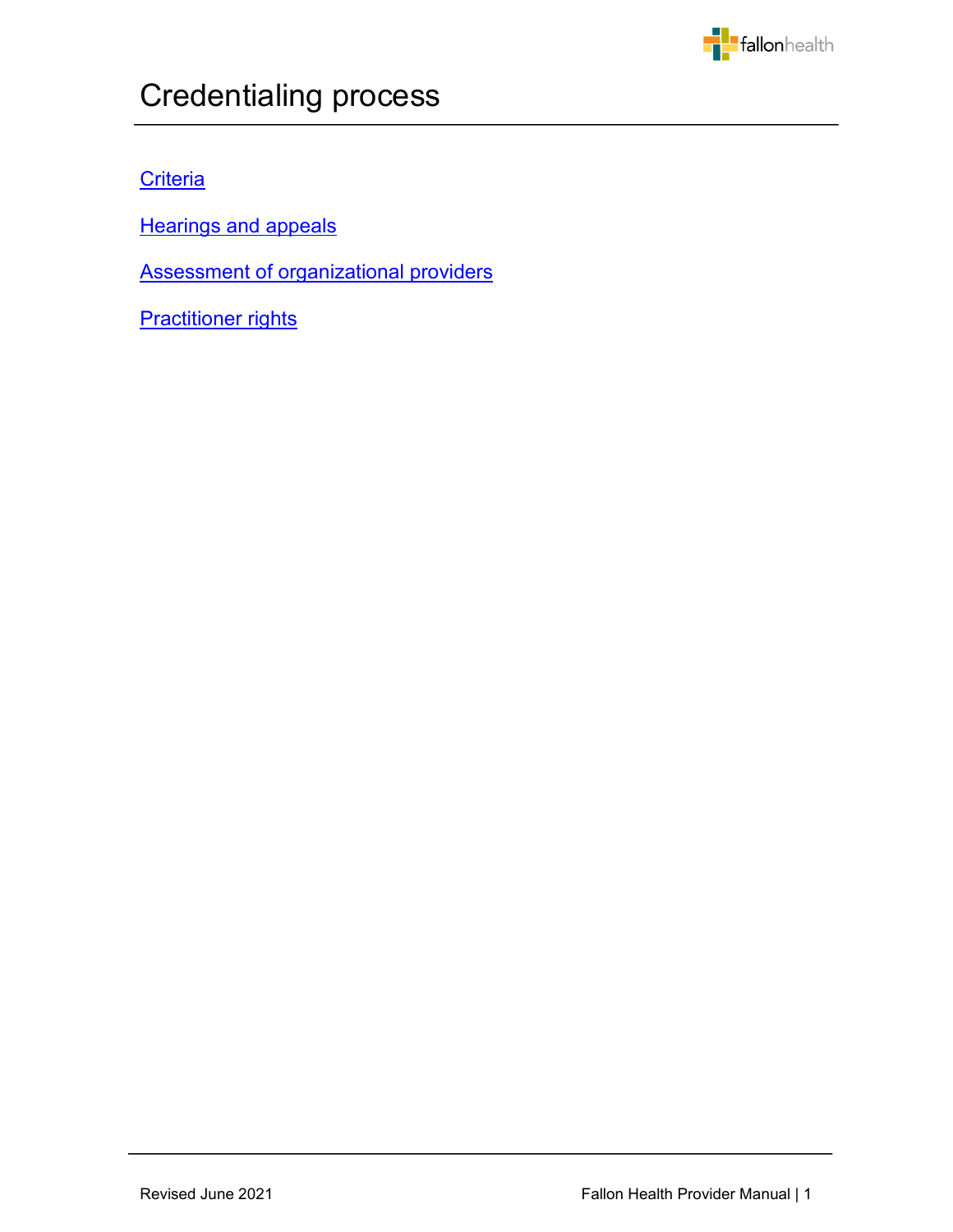# Credentialing process

[Criteria]

[Hearings and appeals]

[Assessment of organizational providers]

[Practitioner rights]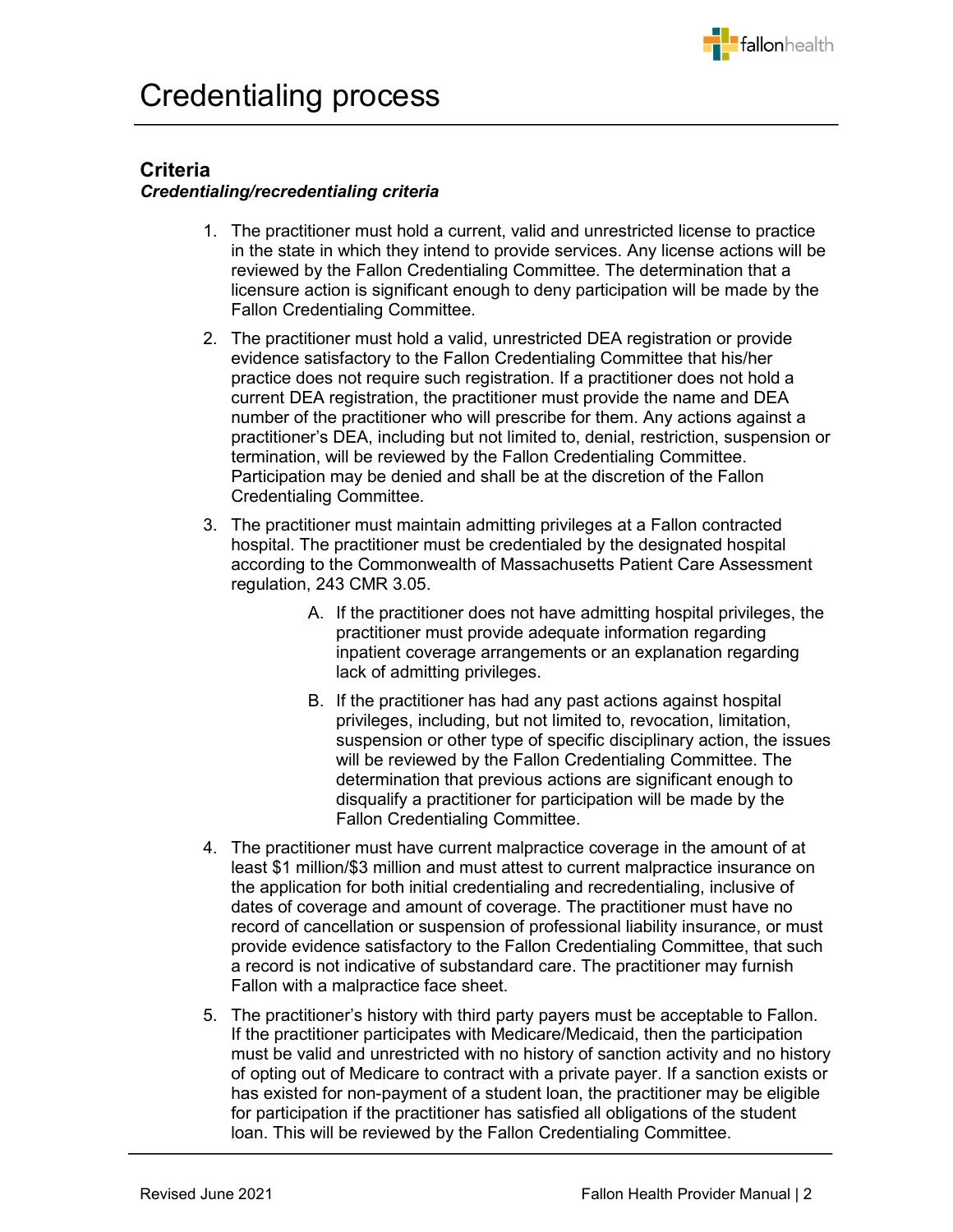# Credentialing process

## Criteria

***Credentialing/recredentialing criteria***

1. The practitioner must hold a current, valid and unrestricted license to practice in the state in which they intend to provide services. Any license actions will be reviewed by the Fallon Credentialing Committee. The determination that a licensure action is significant enough to deny participation will be made by the Fallon Credentialing Committee.
2. The practitioner must hold a valid, unrestricted DEA registration or provide evidence satisfactory to the Fallon Credentialing Committee that his/her practice does not require such registration. If a practitioner does not hold a current DEA registration, the practitioner must provide the name and DEA number of the practitioner who will prescribe for them. Any actions against a practitioner's DEA, including but not limited to, denial, restriction, suspension or termination, will be reviewed by the Fallon Credentialing Committee. Participation may be denied and shall be at the discretion of the Fallon Credentialing Committee.
3. The practitioner must maintain admitting privileges at a Fallon contracted hospital. The practitioner must be credentialed by the designated hospital according to the Commonwealth of Massachusetts Patient Care Assessment regulation, 243 CMR 3.05.
   A. If the practitioner does not have admitting hospital privileges, the practitioner must provide adequate information regarding inpatient coverage arrangements or an explanation regarding lack of admitting privileges.
   B. If the practitioner has had any past actions against hospital privileges, including, but not limited to, revocation, limitation, suspension or other type of specific disciplinary action, the issues will be reviewed by the Fallon Credentialing Committee. The determination that previous actions are significant enough to disqualify a practitioner for participation will be made by the Fallon Credentialing Committee.
4. The practitioner must have current malpractice coverage in the amount of at least $1 million/$3 million and must attest to current malpractice insurance on the application for both initial credentialing and recredentialing, inclusive of dates of coverage and amount of coverage. The practitioner must have no record of cancellation or suspension of professional liability insurance, or must provide evidence satisfactory to the Fallon Credentialing Committee, that such a record is not indicative of substandard care. The practitioner may furnish Fallon with a malpractice face sheet.
5. The practitioner's history with third party payers must be acceptable to Fallon. If the practitioner participates with Medicare/Medicaid, then the participation must be valid and unrestricted with no history of sanction activity and no history of opting out of Medicare to contract with a private payer. If a sanction exists or has existed for non-payment of a student loan, the practitioner may be eligible for participation if the practitioner has satisfied all obligations of the student loan. This will be reviewed by the Fallon Credentialing Committee.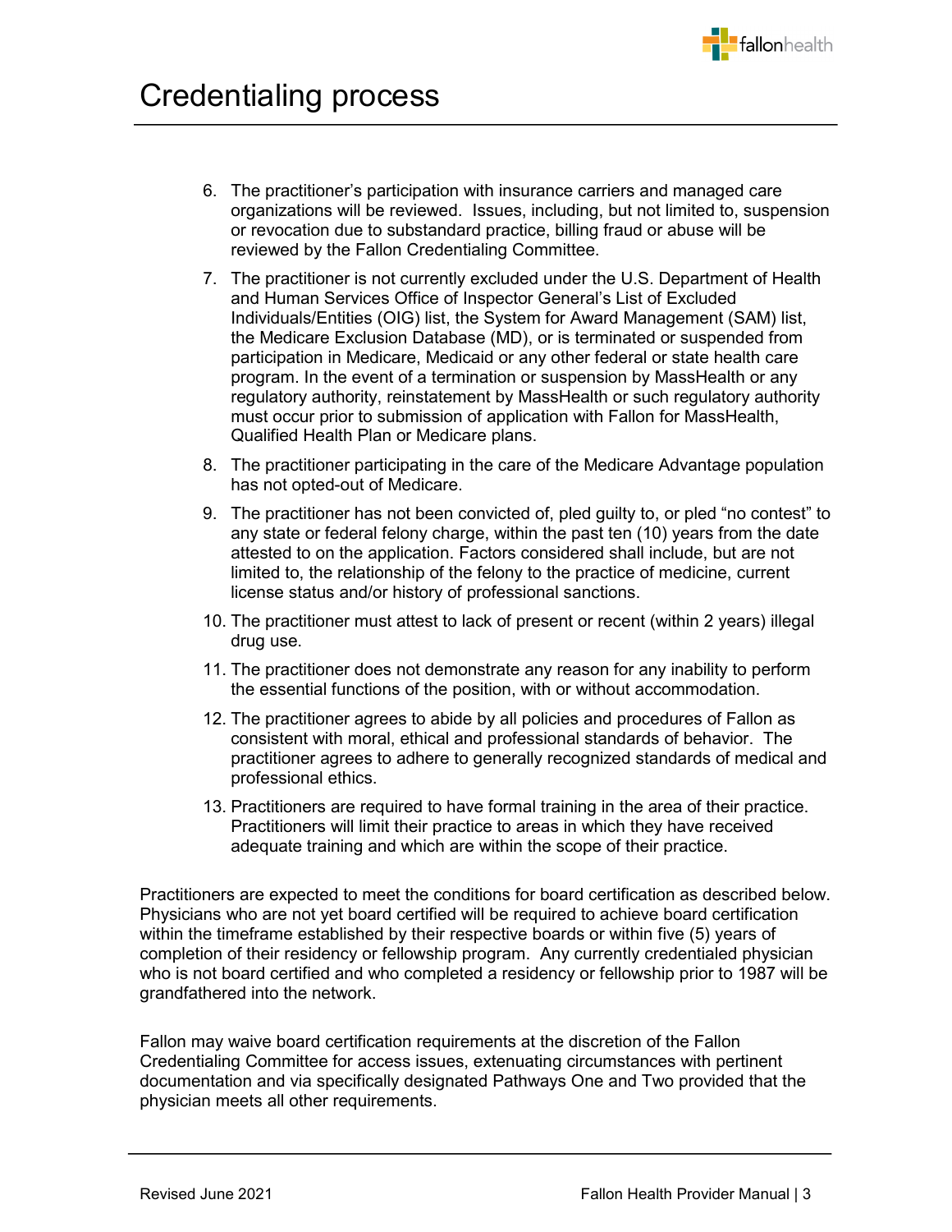# Credentialing process

6. The practitioner's participation with insurance carriers and managed care organizations will be reviewed. Issues, including, but not limited to, suspension or revocation due to substandard practice, billing fraud or abuse will be reviewed by the Fallon Credentialing Committee.
7. The practitioner is not currently excluded under the U.S. Department of Health and Human Services Office of Inspector General's List of Excluded Individuals/Entities (OIG) list, the System for Award Management (SAM) list, the Medicare Exclusion Database (MD), or is terminated or suspended from participation in Medicare, Medicaid or any other federal or state health care program. In the event of a termination or suspension by MassHealth or any regulatory authority, reinstatement by MassHealth or such regulatory authority must occur prior to submission of application with Fallon for MassHealth, Qualified Health Plan or Medicare plans.
8. The practitioner participating in the care of the Medicare Advantage population has not opted-out of Medicare.
9. The practitioner has not been convicted of, pled guilty to, or pled "no contest" to any state or federal felony charge, within the past ten (10) years from the date attested to on the application. Factors considered shall include, but are not limited to, the relationship of the felony to the practice of medicine, current license status and/or history of professional sanctions.
10. The practitioner must attest to lack of present or recent (within 2 years) illegal drug use.
11. The practitioner does not demonstrate any reason for any inability to perform the essential functions of the position, with or without accommodation.
12. The practitioner agrees to abide by all policies and procedures of Fallon as consistent with moral, ethical and professional standards of behavior. The practitioner agrees to adhere to generally recognized standards of medical and professional ethics.
13. Practitioners are required to have formal training in the area of their practice. Practitioners will limit their practice to areas in which they have received adequate training and which are within the scope of their practice.

Practitioners are expected to meet the conditions for board certification as described below. Physicians who are not yet board certified will be required to achieve board certification within the timeframe established by their respective boards or within five (5) years of completion of their residency or fellowship program. Any currently credentialed physician who is not board certified and who completed a residency or fellowship prior to 1987 will be grandfathered into the network.

Fallon may waive board certification requirements at the discretion of the Fallon Credentialing Committee for access issues, extenuating circumstances with pertinent documentation and via specifically designated Pathways One and Two provided that the physician meets all other requirements.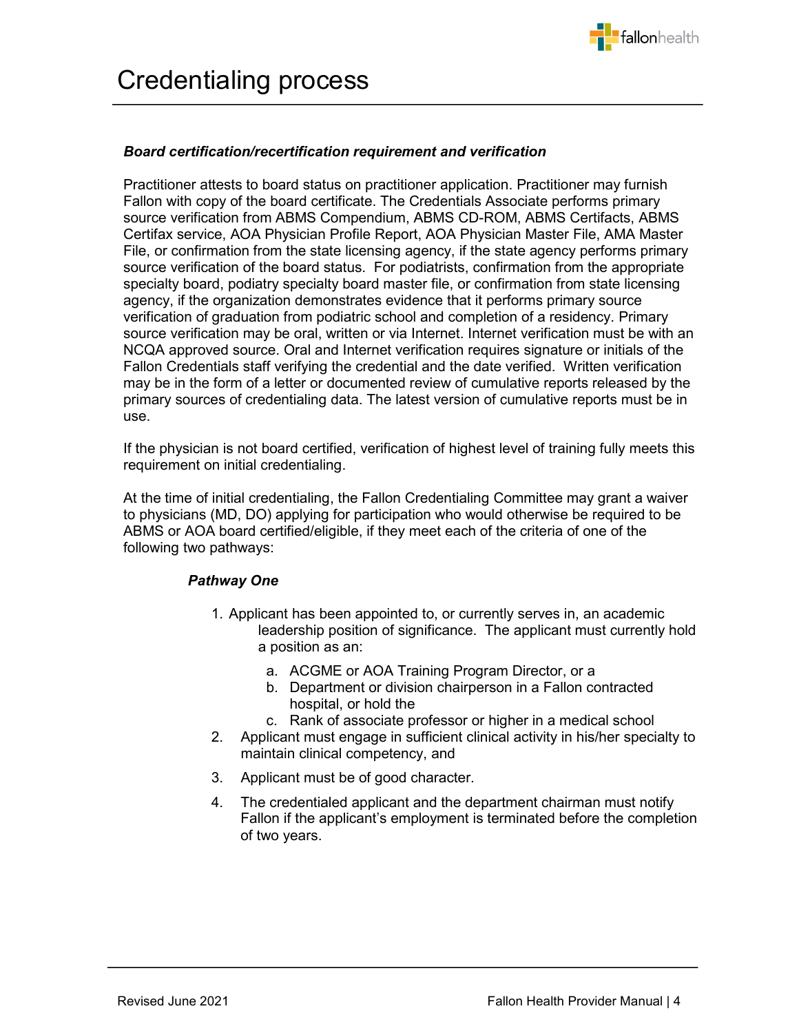# Credentialing process

***Board certification/recertification requirement and verification***

Practitioner attests to board status on practitioner application. Practitioner may furnish Fallon with copy of the board certificate. The Credentials Associate performs primary source verification from ABMS Compendium, ABMS CD-ROM, ABMS Certifacts, ABMS Certifax service, AOA Physician Profile Report, AOA Physician Master File, AMA Master File, or confirmation from the state licensing agency, if the state agency performs primary source verification of the board status. For podiatrists, confirmation from the appropriate specialty board, podiatry specialty board master file, or confirmation from state licensing agency, if the organization demonstrates evidence that it performs primary source verification of graduation from podiatric school and completion of a residency. Primary source verification may be oral, written or via Internet. Internet verification must be with an NCQA approved source. Oral and Internet verification requires signature or initials of the Fallon Credentials staff verifying the credential and the date verified. Written verification may be in the form of a letter or documented review of cumulative reports released by the primary sources of credentialing data. The latest version of cumulative reports must be in use.

If the physician is not board certified, verification of highest level of training fully meets this requirement on initial credentialing.

At the time of initial credentialing, the Fallon Credentialing Committee may grant a waiver to physicians (MD, DO) applying for participation who would otherwise be required to be ABMS or AOA board certified/eligible, if they meet each of the criteria of one of the following two pathways:

***Pathway One***

1. Applicant has been appointed to, or currently serves in, an academic leadership position of significance. The applicant must currently hold a position as an:
   a. ACGME or AOA Training Program Director, or a
   b. Department or division chairperson in a Fallon contracted hospital, or hold the
   c. Rank of associate professor or higher in a medical school
2. Applicant must engage in sufficient clinical activity in his/her specialty to maintain clinical competency, and
3. Applicant must be of good character.
4. The credentialed applicant and the department chairman must notify Fallon if the applicant's employment is terminated before the completion of two years.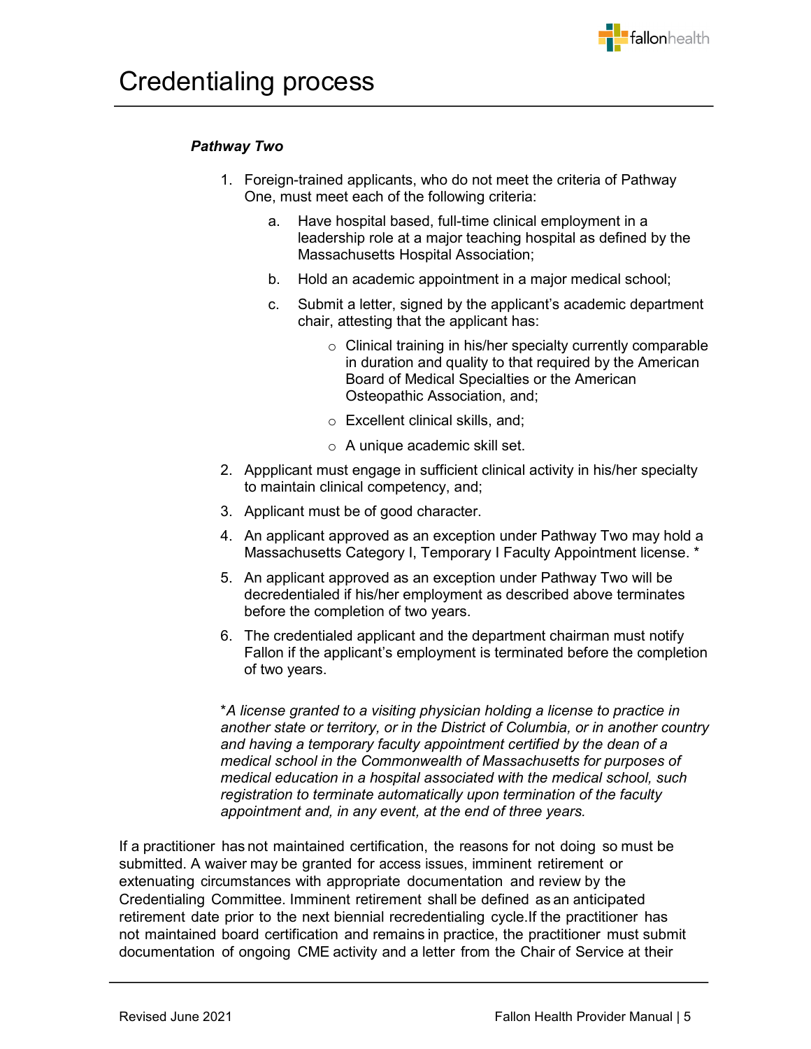# Credentialing process

***Pathway Two***

1. Foreign-trained applicants, who do not meet the criteria of Pathway One, must meet each of the following criteria:
   a. Have hospital based, full-time clinical employment in a leadership role at a major teaching hospital as defined by the Massachusetts Hospital Association;
   b. Hold an academic appointment in a major medical school;
   c. Submit a letter, signed by the applicant's academic department chair, attesting that the applicant has:
      - Clinical training in his/her specialty currently comparable in duration and quality to that required by the American Board of Medical Specialties or the American Osteopathic Association, and;
      - Excellent clinical skills, and;
      - A unique academic skill set.
2. Appplicant must engage in sufficient clinical activity in his/her specialty to maintain clinical competency, and;
3. Applicant must be of good character.
4. An applicant approved as an exception under Pathway Two may hold a Massachusetts Category I, Temporary I Faculty Appointment license. *
5. An applicant approved as an exception under Pathway Two will be decredentialed if his/her employment as described above terminates before the completion of two years.
6. The credentialed applicant and the department chairman must notify Fallon if the applicant's employment is terminated before the completion of two years.

**A license granted to a visiting physician holding a license to practice in another state or territory, or in the District of Columbia, or in another country and having a temporary faculty appointment certified by the dean of a medical school in the Commonwealth of Massachusetts for purposes of medical education in a hospital associated with the medical school, such registration to terminate automatically upon termination of the faculty appointment and, in any event, at the end of three years.*

If a practitioner has not maintained certification, the reasons for not doing so must be submitted. A waiver may be granted for access issues, imminent retirement or extenuating circumstances with appropriate documentation and review by the Credentialing Committee. Imminent retirement shall be defined as an anticipated retirement date prior to the next biennial recredentialing cycle.If the practitioner has not maintained board certification and remains in practice, the practitioner must submit documentation of ongoing CME activity and a letter from the Chair of Service at their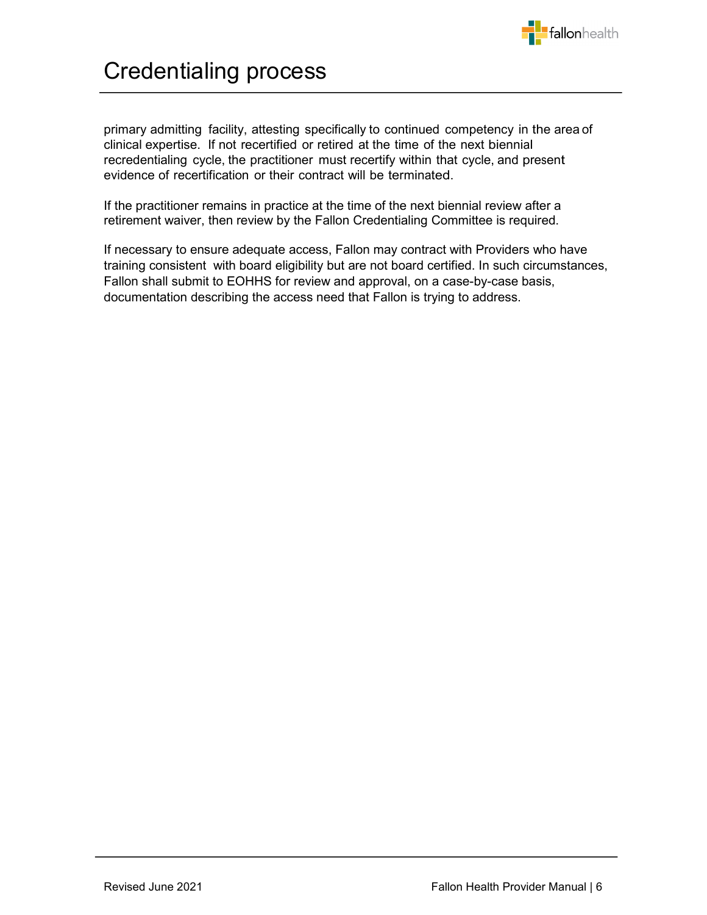# Credentialing process

primary admitting facility, attesting specifically to continued competency in the area of clinical expertise. If not recertified or retired at the time of the next biennial recredentialing cycle, the practitioner must recertify within that cycle, and present evidence of recertification or their contract will be terminated.

If the practitioner remains in practice at the time of the next biennial review after a retirement waiver, then review by the Fallon Credentialing Committee is required.

If necessary to ensure adequate access, Fallon may contract with Providers who have training consistent with board eligibility but are not board certified. In such circumstances, Fallon shall submit to EOHHS for review and approval, on a case-by-case basis, documentation describing the access need that Fallon is trying to address.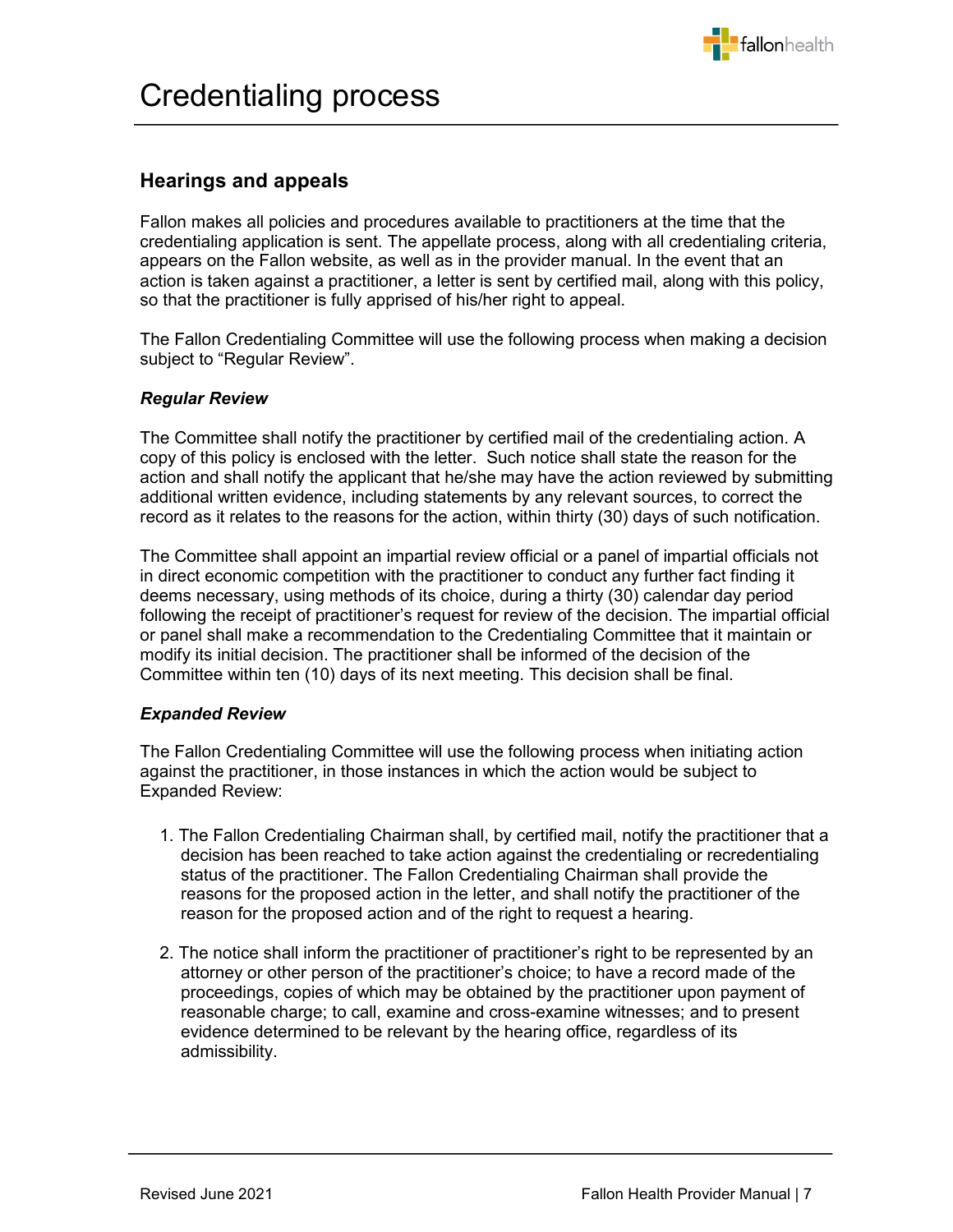# Credentialing process

## Hearings and appeals

Fallon makes all policies and procedures available to practitioners at the time that the credentialing application is sent. The appellate process, along with all credentialing criteria, appears on the Fallon website, as well as in the provider manual. In the event that an action is taken against a practitioner, a letter is sent by certified mail, along with this policy, so that the practitioner is fully apprised of his/her right to appeal.

The Fallon Credentialing Committee will use the following process when making a decision subject to "Regular Review".

### *Regular Review*

The Committee shall notify the practitioner by certified mail of the credentialing action. A copy of this policy is enclosed with the letter. Such notice shall state the reason for the action and shall notify the applicant that he/she may have the action reviewed by submitting additional written evidence, including statements by any relevant sources, to correct the record as it relates to the reasons for the action, within thirty (30) days of such notification.

The Committee shall appoint an impartial review official or a panel of impartial officials not in direct economic competition with the practitioner to conduct any further fact finding it deems necessary, using methods of its choice, during a thirty (30) calendar day period following the receipt of practitioner's request for review of the decision. The impartial official or panel shall make a recommendation to the Credentialing Committee that it maintain or modify its initial decision. The practitioner shall be informed of the decision of the Committee within ten (10) days of its next meeting. This decision shall be final.

### *Expanded Review*

The Fallon Credentialing Committee will use the following process when initiating action against the practitioner, in those instances in which the action would be subject to Expanded Review:

1. The Fallon Credentialing Chairman shall, by certified mail, notify the practitioner that a decision has been reached to take action against the credentialing or recredentialing status of the practitioner. The Fallon Credentialing Chairman shall provide the reasons for the proposed action in the letter, and shall notify the practitioner of the reason for the proposed action and of the right to request a hearing.

2. The notice shall inform the practitioner of practitioner's right to be represented by an attorney or other person of the practitioner's choice; to have a record made of the proceedings, copies of which may be obtained by the practitioner upon payment of reasonable charge; to call, examine and cross-examine witnesses; and to present evidence determined to be relevant by the hearing office, regardless of its admissibility.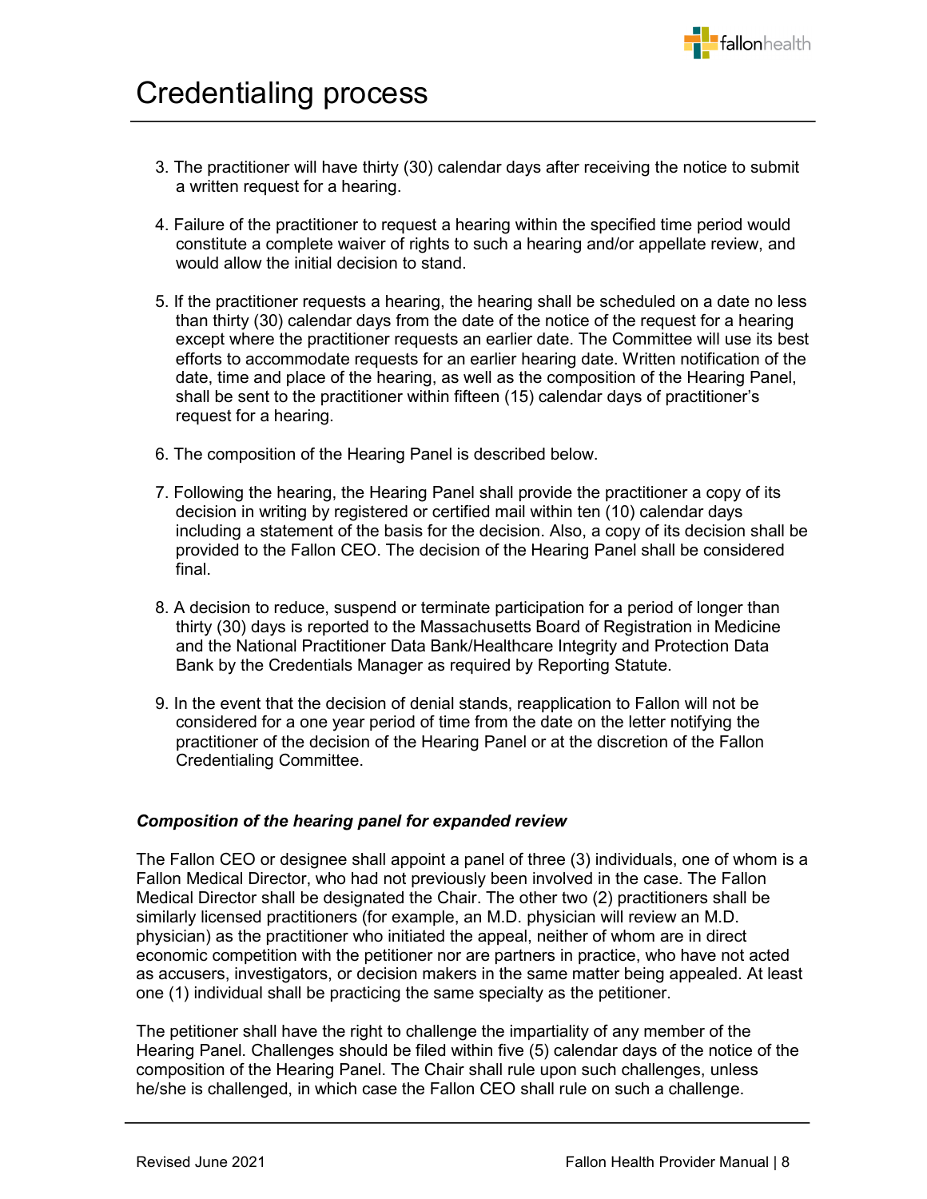# Credentialing process

3. The practitioner will have thirty (30) calendar days after receiving the notice to submit a written request for a hearing.

4. Failure of the practitioner to request a hearing within the specified time period would constitute a complete waiver of rights to such a hearing and/or appellate review, and would allow the initial decision to stand.

5. If the practitioner requests a hearing, the hearing shall be scheduled on a date no less than thirty (30) calendar days from the date of the notice of the request for a hearing except where the practitioner requests an earlier date. The Committee will use its best efforts to accommodate requests for an earlier hearing date. Written notification of the date, time and place of the hearing, as well as the composition of the Hearing Panel, shall be sent to the practitioner within fifteen (15) calendar days of practitioner's request for a hearing.

6. The composition of the Hearing Panel is described below.

7. Following the hearing, the Hearing Panel shall provide the practitioner a copy of its decision in writing by registered or certified mail within ten (10) calendar days including a statement of the basis for the decision. Also, a copy of its decision shall be provided to the Fallon CEO. The decision of the Hearing Panel shall be considered final.

8. A decision to reduce, suspend or terminate participation for a period of longer than thirty (30) days is reported to the Massachusetts Board of Registration in Medicine and the National Practitioner Data Bank/Healthcare Integrity and Protection Data Bank by the Credentials Manager as required by Reporting Statute.

9. In the event that the decision of denial stands, reapplication to Fallon will not be considered for a one year period of time from the date on the letter notifying the practitioner of the decision of the Hearing Panel or at the discretion of the Fallon Credentialing Committee.

***Composition of the hearing panel for expanded review***

The Fallon CEO or designee shall appoint a panel of three (3) individuals, one of whom is a Fallon Medical Director, who had not previously been involved in the case. The Fallon Medical Director shall be designated the Chair. The other two (2) practitioners shall be similarly licensed practitioners (for example, an M.D. physician will review an M.D. physician) as the practitioner who initiated the appeal, neither of whom are in direct economic competition with the petitioner nor are partners in practice, who have not acted as accusers, investigators, or decision makers in the same matter being appealed. At least one (1) individual shall be practicing the same specialty as the petitioner.

The petitioner shall have the right to challenge the impartiality of any member of the Hearing Panel. Challenges should be filed within five (5) calendar days of the notice of the composition of the Hearing Panel. The Chair shall rule upon such challenges, unless he/she is challenged, in which case the Fallon CEO shall rule on such a challenge.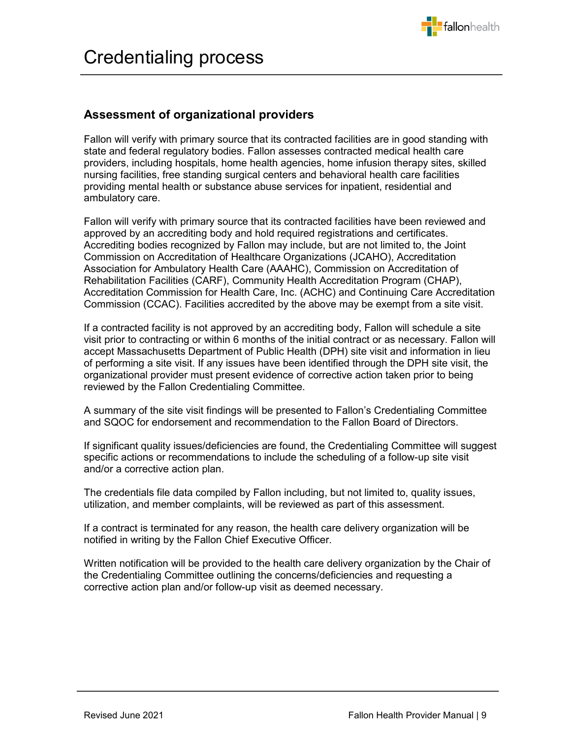# Credentialing process

## Assessment of organizational providers

Fallon will verify with primary source that its contracted facilities are in good standing with state and federal regulatory bodies. Fallon assesses contracted medical health care providers, including hospitals, home health agencies, home infusion therapy sites, skilled nursing facilities, free standing surgical centers and behavioral health care facilities providing mental health or substance abuse services for inpatient, residential and ambulatory care.

Fallon will verify with primary source that its contracted facilities have been reviewed and approved by an accrediting body and hold required registrations and certificates. Accrediting bodies recognized by Fallon may include, but are not limited to, the Joint Commission on Accreditation of Healthcare Organizations (JCAHO), Accreditation Association for Ambulatory Health Care (AAAHC), Commission on Accreditation of Rehabilitation Facilities (CARF), Community Health Accreditation Program (CHAP), Accreditation Commission for Health Care, Inc. (ACHC) and Continuing Care Accreditation Commission (CCAC). Facilities accredited by the above may be exempt from a site visit.

If a contracted facility is not approved by an accrediting body, Fallon will schedule a site visit prior to contracting or within 6 months of the initial contract or as necessary. Fallon will accept Massachusetts Department of Public Health (DPH) site visit and information in lieu of performing a site visit. If any issues have been identified through the DPH site visit, the organizational provider must present evidence of corrective action taken prior to being reviewed by the Fallon Credentialing Committee.

A summary of the site visit findings will be presented to Fallon's Credentialing Committee and SQOC for endorsement and recommendation to the Fallon Board of Directors.

If significant quality issues/deficiencies are found, the Credentialing Committee will suggest specific actions or recommendations to include the scheduling of a follow-up site visit and/or a corrective action plan.

The credentials file data compiled by Fallon including, but not limited to, quality issues, utilization, and member complaints, will be reviewed as part of this assessment.

If a contract is terminated for any reason, the health care delivery organization will be notified in writing by the Fallon Chief Executive Officer.

Written notification will be provided to the health care delivery organization by the Chair of the Credentialing Committee outlining the concerns/deficiencies and requesting a corrective action plan and/or follow-up visit as deemed necessary.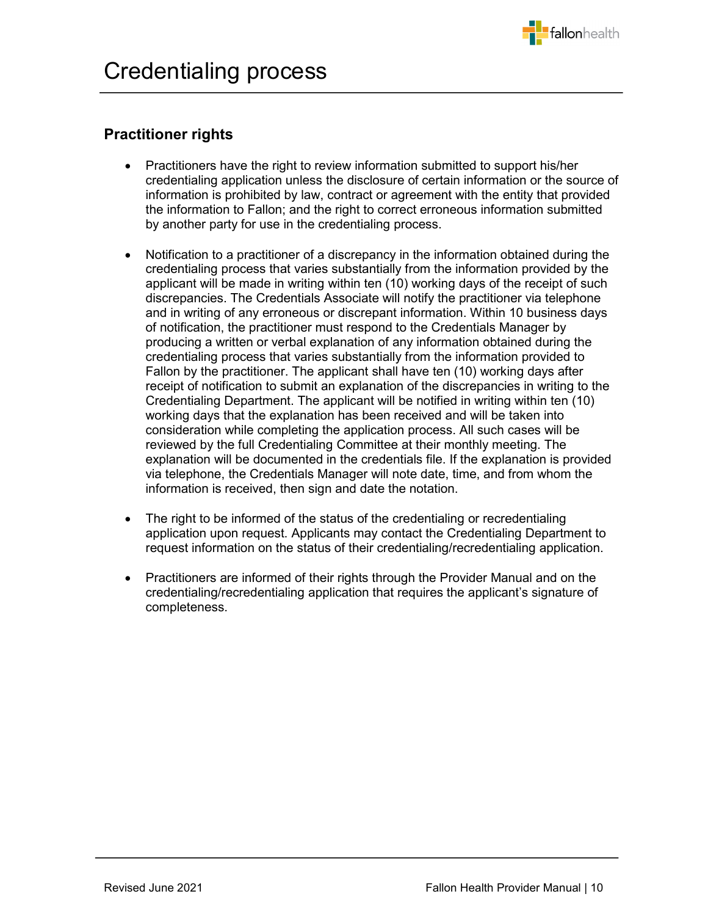# Credentialing process

## Practitioner rights

- Practitioners have the right to review information submitted to support his/her credentialing application unless the disclosure of certain information or the source of information is prohibited by law, contract or agreement with the entity that provided the information to Fallon; and the right to correct erroneous information submitted by another party for use in the credentialing process.

- Notification to a practitioner of a discrepancy in the information obtained during the credentialing process that varies substantially from the information provided by the applicant will be made in writing within ten (10) working days of the receipt of such discrepancies. The Credentials Associate will notify the practitioner via telephone and in writing of any erroneous or discrepant information. Within 10 business days of notification, the practitioner must respond to the Credentials Manager by producing a written or verbal explanation of any information obtained during the credentialing process that varies substantially from the information provided to Fallon by the practitioner. The applicant shall have ten (10) working days after receipt of notification to submit an explanation of the discrepancies in writing to the Credentialing Department. The applicant will be notified in writing within ten (10) working days that the explanation has been received and will be taken into consideration while completing the application process. All such cases will be reviewed by the full Credentialing Committee at their monthly meeting. The explanation will be documented in the credentials file. If the explanation is provided via telephone, the Credentials Manager will note date, time, and from whom the information is received, then sign and date the notation.

- The right to be informed of the status of the credentialing or recredentialing application upon request. Applicants may contact the Credentialing Department to request information on the status of their credentialing/recredentialing application.

- Practitioners are informed of their rights through the Provider Manual and on the credentialing/recredentialing application that requires the applicant's signature of completeness.